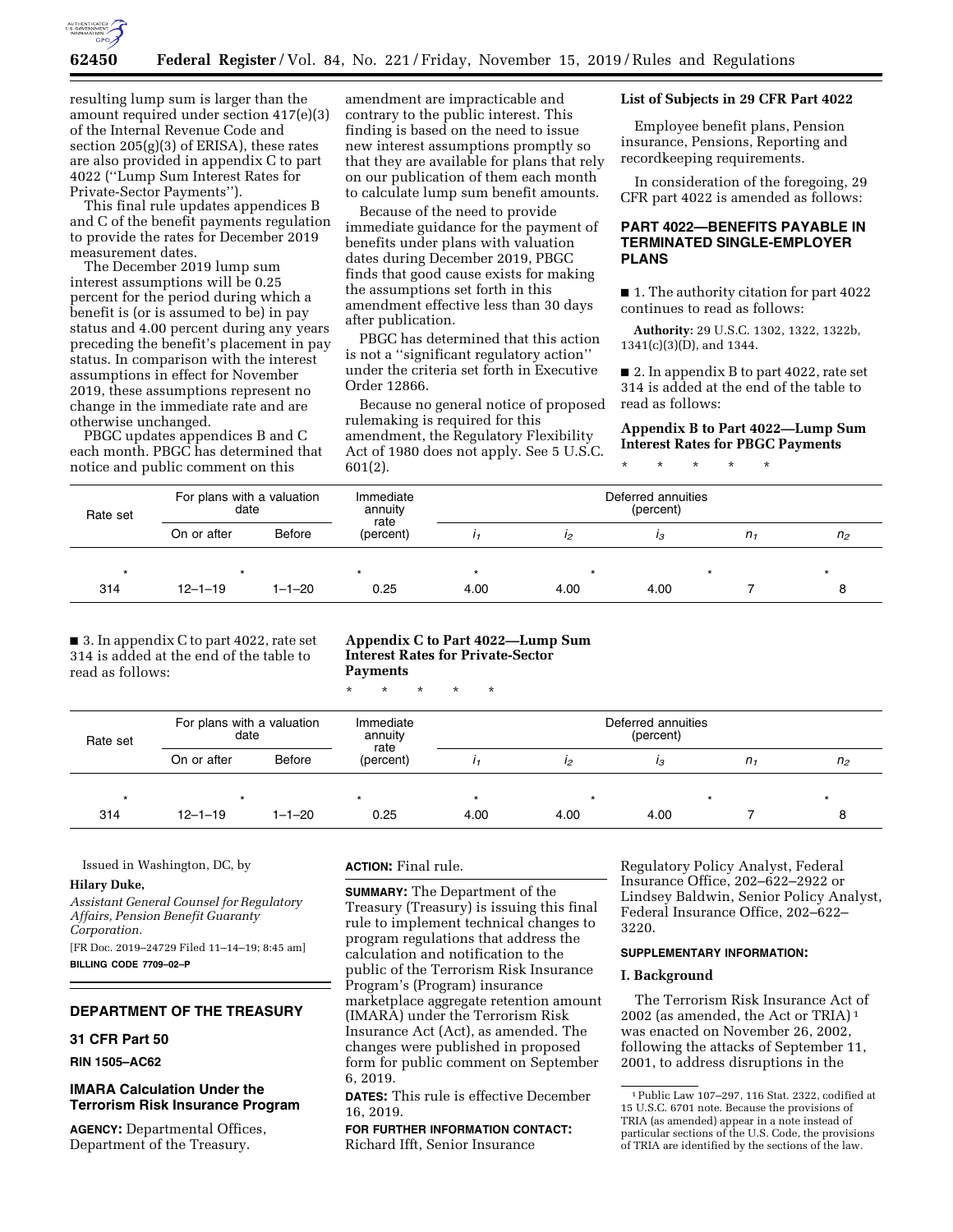resulting lump sum is larger than the amount required under section 417(e)(3) of the Internal Revenue Code and section 205(g)(3) of ERISA), these rates are also provided in appendix C to part 4022 (''Lump Sum Interest Rates for Private-Sector Payments'').

This final rule updates appendices B and C of the benefit payments regulation to provide the rates for December 2019 measurement dates.

The December 2019 lump sum interest assumptions will be 0.25 percent for the period during which a benefit is (or is assumed to be) in pay status and 4.00 percent during any years preceding the benefit's placement in pay status. In comparison with the interest assumptions in effect for November 2019, these assumptions represent no change in the immediate rate and are otherwise unchanged.

PBGC updates appendices B and C each month. PBGC has determined that notice and public comment on this amendment are impracticable and contrary to the public interest. This finding is based on the need to issue new interest assumptions promptly so that they are available for plans that rely on our publication of them each month to calculate lump sum benefit amounts.

Because of the need to provide immediate guidance for the payment of benefits under plans with valuation dates during December 2019, PBGC finds that good cause exists for making the assumptions set forth in this amendment effective less than 30 days after publication.

PBGC has determined that this action is not a ''significant regulatory action'' under the criteria set forth in Executive Order 12866.

Because no general notice of proposed rulemaking is required for this amendment, the Regulatory Flexibility Act of 1980 does not apply. See 5 U.S.C. 601(2).

**List of Subjects in 29 CFR Part 4022**

Employee benefit plans, Pension insurance, Pensions, Reporting and recordkeeping requirements.

In consideration of the foregoing, 29 CFR part 4022 is amended as follows:

## PART 4022—BENEFITS PAYABLE IN TERMINATED SINGLE-EMPLOYER PLANS

■ 1. The authority citation for part 4022 continues to read as follows:

**Authority:** 29 U.S.C. 1302, 1322, 1322b, 1341(c)(3)(D), and 1344.

■ 2. In appendix B to part 4022, rate set 314 is added at the end of the table to read as follows:

**Appendix B to Part 4022—Lump Sum Interest Rates for PBGC Payments**

\* \* \* \* \*

| Rate set | For plans with a valuation date | | Immediate annuity rate (percent) | Deferred annuities (percent) | | | | |
|---|---|---|---|---|---|---|---|---|
| | On or after | Before | | $i_1$ | $i_2$ | $i_3$ | $n_1$ | $n_2$ |
| * | * | | * | * | * | * | | * |
| 314 | 12–1–19 | 1–1–20 | 0.25 | 4.00 | 4.00 | 4.00 | 7 | 8 |

■ 3. In appendix C to part 4022, rate set 314 is added at the end of the table to read as follows:

**Appendix C to Part 4022—Lump Sum Interest Rates for Private-Sector Payments**

\* \* \* \* \*

| Rate set | For plans with a valuation date | | Immediate annuity rate (percent) | Deferred annuities (percent) | | | | |
|---|---|---|---|---|---|---|---|---|
| | On or after | Before | | $i_1$ | $i_2$ | $i_3$ | $n_1$ | $n_2$ |
| * | * | | * | * | * | * | | * |
| 314 | 12–1–19 | 1–1–20 | 0.25 | 4.00 | 4.00 | 4.00 | 7 | 8 |

Issued in Washington, DC, by

**Hilary Duke,**

*Assistant General Counsel for Regulatory Affairs, Pension Benefit Guaranty Corporation.*

[FR Doc. 2019–24729 Filed 11–14–19; 8:45 am]

**BILLING CODE 7709–02–P**

## DEPARTMENT OF THE TREASURY

### 31 CFR Part 50

**RIN 1505–AC62**

### IMARA Calculation Under the Terrorism Risk Insurance Program

**AGENCY:** Departmental Offices, Department of the Treasury.

**ACTION:** Final rule.

**SUMMARY:** The Department of the Treasury (Treasury) is issuing this final rule to implement technical changes to program regulations that address the calculation and notification to the public of the Terrorism Risk Insurance Program's (Program) insurance marketplace aggregate retention amount (IMARA) under the Terrorism Risk Insurance Act (Act), as amended. The changes were published in proposed form for public comment on September 6, 2019.

**DATES:** This rule is effective December 16, 2019.

**FOR FURTHER INFORMATION CONTACT:** Richard Ifft, Senior Insurance Regulatory Policy Analyst, Federal Insurance Office, 202–622–2922 or Lindsey Baldwin, Senior Policy Analyst, Federal Insurance Office, 202–622–3220.

**SUPPLEMENTARY INFORMATION:**

**I. Background**

The Terrorism Risk Insurance Act of 2002 (as amended, the Act or TRIA) [1] was enacted on November 26, 2002, following the attacks of September 11, 2001, to address disruptions in the

[1] Public Law 107–297, 116 Stat. 2322, codified at 15 U.S.C. 6701 note. Because the provisions of TRIA (as amended) appear in a note instead of particular sections of the U.S. Code, the provisions of TRIA are identified by the sections of the law.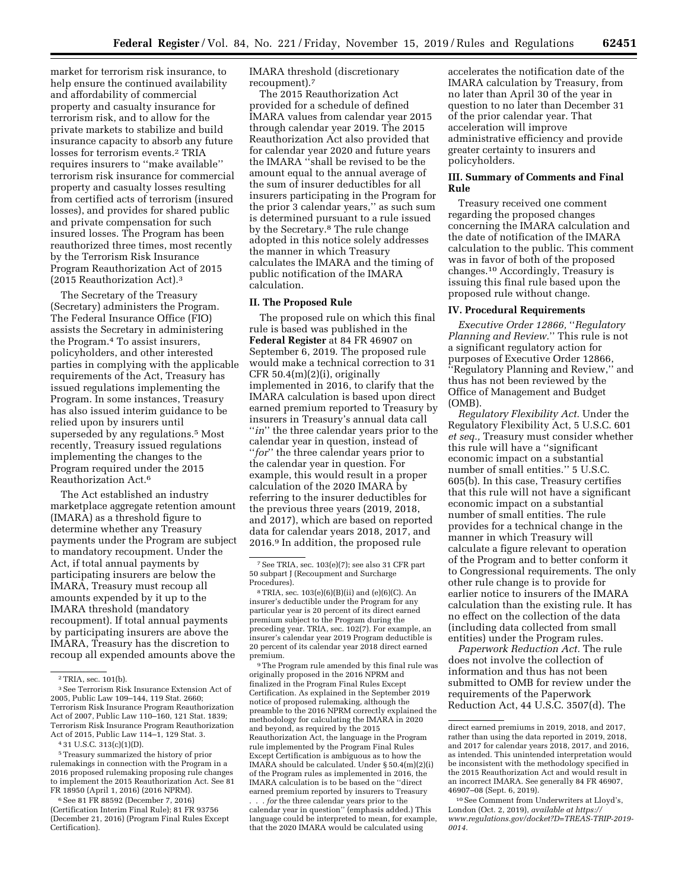market for terrorism risk insurance, to help ensure the continued availability and affordability of commercial property and casualty insurance for terrorism risk, and to allow for the private markets to stabilize and build insurance capacity to absorb any future losses for terrorism events.[2] TRIA requires insurers to ''make available'' terrorism risk insurance for commercial property and casualty losses resulting from certified acts of terrorism (insured losses), and provides for shared public and private compensation for such insured losses. The Program has been reauthorized three times, most recently by the Terrorism Risk Insurance Program Reauthorization Act of 2015 (2015 Reauthorization Act).[3]

The Secretary of the Treasury (Secretary) administers the Program. The Federal Insurance Office (FIO) assists the Secretary in administering the Program.[4] To assist insurers, policyholders, and other interested parties in complying with the applicable requirements of the Act, Treasury has issued regulations implementing the Program. In some instances, Treasury has also issued interim guidance to be relied upon by insurers until superseded by any regulations.[5] Most recently, Treasury issued regulations implementing the changes to the Program required under the 2015 Reauthorization Act.[6]

The Act established an industry marketplace aggregate retention amount (IMARA) as a threshold figure to determine whether any Treasury payments under the Program are subject to mandatory recoupment. Under the Act, if total annual payments by participating insurers are below the IMARA, Treasury must recoup all amounts expended by it up to the IMARA threshold (mandatory recoupment). If total annual payments by participating insurers are above the IMARA, Treasury has the discretion to recoup all expended amounts above the IMARA threshold (discretionary recoupment).[7]

The 2015 Reauthorization Act provided for a schedule of defined IMARA values from calendar year 2015 through calendar year 2019. The 2015 Reauthorization Act also provided that for calendar year 2020 and future years the IMARA ''shall be revised to be the amount equal to the annual average of the sum of insurer deductibles for all insurers participating in the Program for the prior 3 calendar years,'' as such sum is determined pursuant to a rule issued by the Secretary.[8] The rule change adopted in this notice solely addresses the manner in which Treasury calculates the IMARA and the timing of public notification of the IMARA calculation.

## II. The Proposed Rule

The proposed rule on which this final rule is based was published in the **Federal Register** at 84 FR 46907 on September 6, 2019. The proposed rule would make a technical correction to 31 CFR 50.4(m)(2)(i), originally implemented in 2016, to clarify that the IMARA calculation is based upon direct earned premium reported to Treasury by insurers in Treasury's annual data call ''*in*'' the three calendar years prior to the calendar year in question, instead of ''*for*'' the three calendar years prior to the calendar year in question. For example, this would result in a proper calculation of the 2020 IMARA by referring to the insurer deductibles for the previous three years (2019, 2018, and 2017), which are based on reported data for calendar years 2018, 2017, and 2016.[9] In addition, the proposed rule accelerates the notification date of the IMARA calculation by Treasury, from no later than April 30 of the year in question to no later than December 31 of the prior calendar year. That acceleration will improve administrative efficiency and provide greater certainty to insurers and policyholders.

## III. Summary of Comments and Final Rule

Treasury received one comment regarding the proposed changes concerning the IMARA calculation and the date of notification of the IMARA calculation to the public. This comment was in favor of both of the proposed changes.[10] Accordingly, Treasury is issuing this final rule based upon the proposed rule without change.

## IV. Procedural Requirements

*Executive Order 12866, ''Regulatory Planning and Review.''* This rule is not a significant regulatory action for purposes of Executive Order 12866, ''Regulatory Planning and Review,'' and thus has not been reviewed by the Office of Management and Budget (OMB).

*Regulatory Flexibility Act.* Under the Regulatory Flexibility Act, 5 U.S.C. 601 *et seq.,* Treasury must consider whether this rule will have a ''significant economic impact on a substantial number of small entities.'' 5 U.S.C. 605(b). In this case, Treasury certifies that this rule will not have a significant economic impact on a substantial number of small entities. The rule provides for a technical change in the manner in which Treasury will calculate a figure relevant to operation of the Program and to better conform it to Congressional requirements. The only other rule change is to provide for earlier notice to insurers of the IMARA calculation than the existing rule. It has no effect on the collection of the data (including data collected from small entities) under the Program rules.

*Paperwork Reduction Act.* The rule does not involve the collection of information and thus has not been submitted to OMB for review under the requirements of the Paperwork Reduction Act, 44 U.S.C. 3507(d). The

---

[2] TRIA, sec. 101(b).

[3] See Terrorism Risk Insurance Extension Act of 2005, Public Law 109–144, 119 Stat. 2660; Terrorism Risk Insurance Program Reauthorization Act of 2007, Public Law 110–160, 121 Stat. 1839; Terrorism Risk Insurance Program Reauthorization Act of 2015, Public Law 114–1, 129 Stat. 3.

[4] 31 U.S.C. 313(c)(1)(D).

[5] Treasury summarized the history of prior rulemakings in connection with the Program in a 2016 proposed rulemaking proposing rule changes to implement the 2015 Reauthorization Act. See 81 FR 18950 (April 1, 2016) (2016 NPRM).

[6] See 81 FR 88592 (December 7, 2016) (Certification Interim Final Rule); 81 FR 93756 (December 21, 2016) (Program Final Rules Except Certification).

[7] See TRIA, sec. 103(e)(7); see also 31 CFR part 50 subpart J (Recoupment and Surcharge Procedures).

[8] TRIA, sec. 103(e)(6)(B)(ii) and (e)(6)(C). An insurer's deductible under the Program for any particular year is 20 percent of its direct earned premium subject to the Program during the preceding year. TRIA, sec. 102(7). For example, an insurer's calendar year 2019 Program deductible is 20 percent of its calendar year 2018 direct earned premium.

[9] The Program rule amended by this final rule was originally proposed in the 2016 NPRM and finalized in the Program Final Rules Except Certification. As explained in the September 2019 notice of proposed rulemaking, although the preamble to the 2016 NPRM correctly explained the methodology for calculating the IMARA in 2020 and beyond, as required by the 2015 Reauthorization Act, the language in the Program rule implemented by the Program Final Rules Except Certification is ambiguous as to how the IMARA should be calculated. Under § 50.4(m)(2)(i) of the Program rules as implemented in 2016, the IMARA calculation is to be based on the ''direct earned premium reported by insurers to Treasury . . . *for* the three calendar years prior to the calendar year in question'' (emphasis added.) This language could be interpreted to mean, for example, that the 2020 IMARA would be calculated using direct earned premiums in 2019, 2018, and 2017, rather than using the data reported in 2019, 2018, and 2017 for calendar years 2018, 2017, and 2016, as intended. This unintended interpretation would be inconsistent with the methodology specified in the 2015 Reauthorization Act and would result in an incorrect IMARA. See generally 84 FR 46907, 46907–08 (Sept. 6, 2019).

[10] See Comment from Underwriters at Lloyd's, London (Oct. 2, 2019), *available at https://www.regulations.gov/docket?D=TREAS-TRIP-2019-0014.*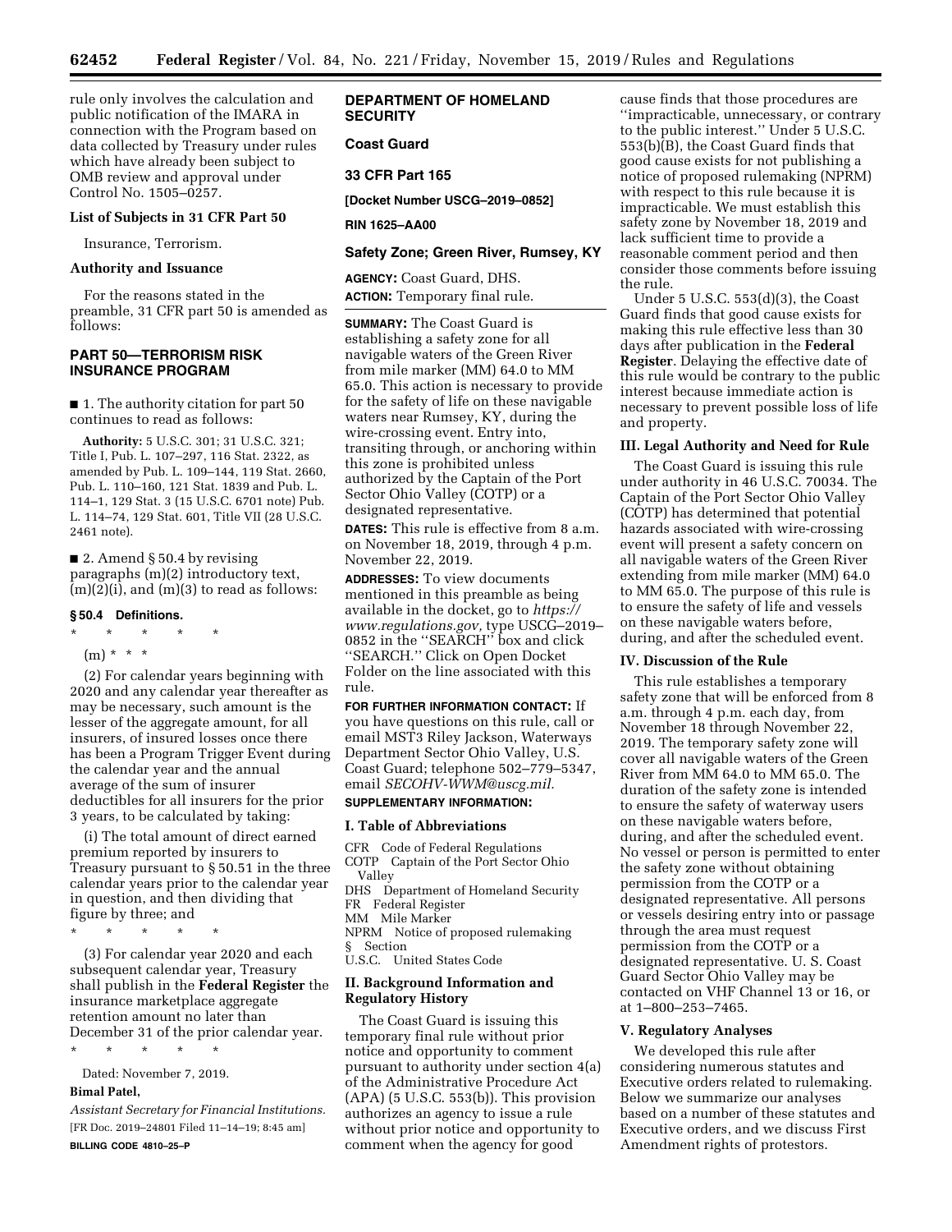rule only involves the calculation and public notification of the IMARA in connection with the Program based on data collected by Treasury under rules which have already been subject to OMB review and approval under Control No. 1505–0257.

### List of Subjects in 31 CFR Part 50

Insurance, Terrorism.

### Authority and Issuance

For the reasons stated in the preamble, 31 CFR part 50 is amended as follows:

## PART 50—TERRORISM RISK INSURANCE PROGRAM

■ 1. The authority citation for part 50 continues to read as follows:

**Authority:** 5 U.S.C. 301; 31 U.S.C. 321; Title I, Pub. L. 107–297, 116 Stat. 2322, as amended by Pub. L. 109–144, 119 Stat. 2660, Pub. L. 110–160, 121 Stat. 1839 and Pub. L. 114–1, 129 Stat. 3 (15 U.S.C. 6701 note) Pub. L. 114–74, 129 Stat. 601, Title VII (28 U.S.C. 2461 note).

■ 2. Amend § 50.4 by revising paragraphs (m)(2) introductory text, (m)(2)(i), and (m)(3) to read as follows:

### § 50.4 Definitions.

\* \* \* \* \*

(m) \* \* \*

(2) For calendar years beginning with 2020 and any calendar year thereafter as may be necessary, such amount is the lesser of the aggregate amount, for all insurers, of insured losses once there has been a Program Trigger Event during the calendar year and the annual average of the sum of insurer deductibles for all insurers for the prior 3 years, to be calculated by taking:

(i) The total amount of direct earned premium reported by insurers to Treasury pursuant to § 50.51 in the three calendar years prior to the calendar year in question, and then dividing that figure by three; and

\* \* \* \* \*

(3) For calendar year 2020 and each subsequent calendar year, Treasury shall publish in the **Federal Register** the insurance marketplace aggregate retention amount no later than December 31 of the prior calendar year.

\* \* \* \* \*

Dated: November 7, 2019.

**Bimal Patel,**

*Assistant Secretary for Financial Institutions.*

[FR Doc. 2019–24801 Filed 11–14–19; 8:45 am]

**BILLING CODE 4810–25–P**

## DEPARTMENT OF HOMELAND SECURITY

### Coast Guard

### 33 CFR Part 165

**[Docket Number USCG–2019–0852]**

**RIN 1625–AA00**

### Safety Zone; Green River, Rumsey, KY

**AGENCY:** Coast Guard, DHS.

**ACTION:** Temporary final rule.

**SUMMARY:** The Coast Guard is establishing a safety zone for all navigable waters of the Green River from mile marker (MM) 64.0 to MM 65.0. This action is necessary to provide for the safety of life on these navigable waters near Rumsey, KY, during the wire-crossing event. Entry into, transiting through, or anchoring within this zone is prohibited unless authorized by the Captain of the Port Sector Ohio Valley (COTP) or a designated representative.

**DATES:** This rule is effective from 8 a.m. on November 18, 2019, through 4 p.m. November 22, 2019.

**ADDRESSES:** To view documents mentioned in this preamble as being available in the docket, go to *https://www.regulations.gov,* type USCG–2019–0852 in the ''SEARCH'' box and click ''SEARCH.'' Click on Open Docket Folder on the line associated with this rule.

**FOR FURTHER INFORMATION CONTACT:** If you have questions on this rule, call or email MST3 Riley Jackson, Waterways Department Sector Ohio Valley, U.S. Coast Guard; telephone 502–779–5347, email *SECOHV-WWM@uscg.mil.*

**SUPPLEMENTARY INFORMATION:**

### I. Table of Abbreviations

CFR Code of Federal Regulations
COTP Captain of the Port Sector Ohio Valley
DHS Department of Homeland Security
FR Federal Register
MM Mile Marker
NPRM Notice of proposed rulemaking
§ Section
U.S.C. United States Code

### II. Background Information and Regulatory History

The Coast Guard is issuing this temporary final rule without prior notice and opportunity to comment pursuant to authority under section 4(a) of the Administrative Procedure Act (APA) (5 U.S.C. 553(b)). This provision authorizes an agency to issue a rule without prior notice and opportunity to comment when the agency for good cause finds that those procedures are ''impracticable, unnecessary, or contrary to the public interest.'' Under 5 U.S.C. 553(b)(B), the Coast Guard finds that good cause exists for not publishing a notice of proposed rulemaking (NPRM) with respect to this rule because it is impracticable. We must establish this safety zone by November 18, 2019 and lack sufficient time to provide a reasonable comment period and then consider those comments before issuing the rule.

Under 5 U.S.C. 553(d)(3), the Coast Guard finds that good cause exists for making this rule effective less than 30 days after publication in the **Federal Register**. Delaying the effective date of this rule would be contrary to the public interest because immediate action is necessary to prevent possible loss of life and property.

### III. Legal Authority and Need for Rule

The Coast Guard is issuing this rule under authority in 46 U.S.C. 70034. The Captain of the Port Sector Ohio Valley (COTP) has determined that potential hazards associated with wire-crossing event will present a safety concern on all navigable waters of the Green River extending from mile marker (MM) 64.0 to MM 65.0. The purpose of this rule is to ensure the safety of life and vessels on these navigable waters before, during, and after the scheduled event.

### IV. Discussion of the Rule

This rule establishes a temporary safety zone that will be enforced from 8 a.m. through 4 p.m. each day, from November 18 through November 22, 2019. The temporary safety zone will cover all navigable waters of the Green River from MM 64.0 to MM 65.0. The duration of the safety zone is intended to ensure the safety of waterway users on these navigable waters before, during, and after the scheduled event. No vessel or person is permitted to enter the safety zone without obtaining permission from the COTP or a designated representative. All persons or vessels desiring entry into or passage through the area must request permission from the COTP or a designated representative. U. S. Coast Guard Sector Ohio Valley may be contacted on VHF Channel 13 or 16, or at 1–800–253–7465.

### V. Regulatory Analyses

We developed this rule after considering numerous statutes and Executive orders related to rulemaking. Below we summarize our analyses based on a number of these statutes and Executive orders, and we discuss First Amendment rights of protestors.